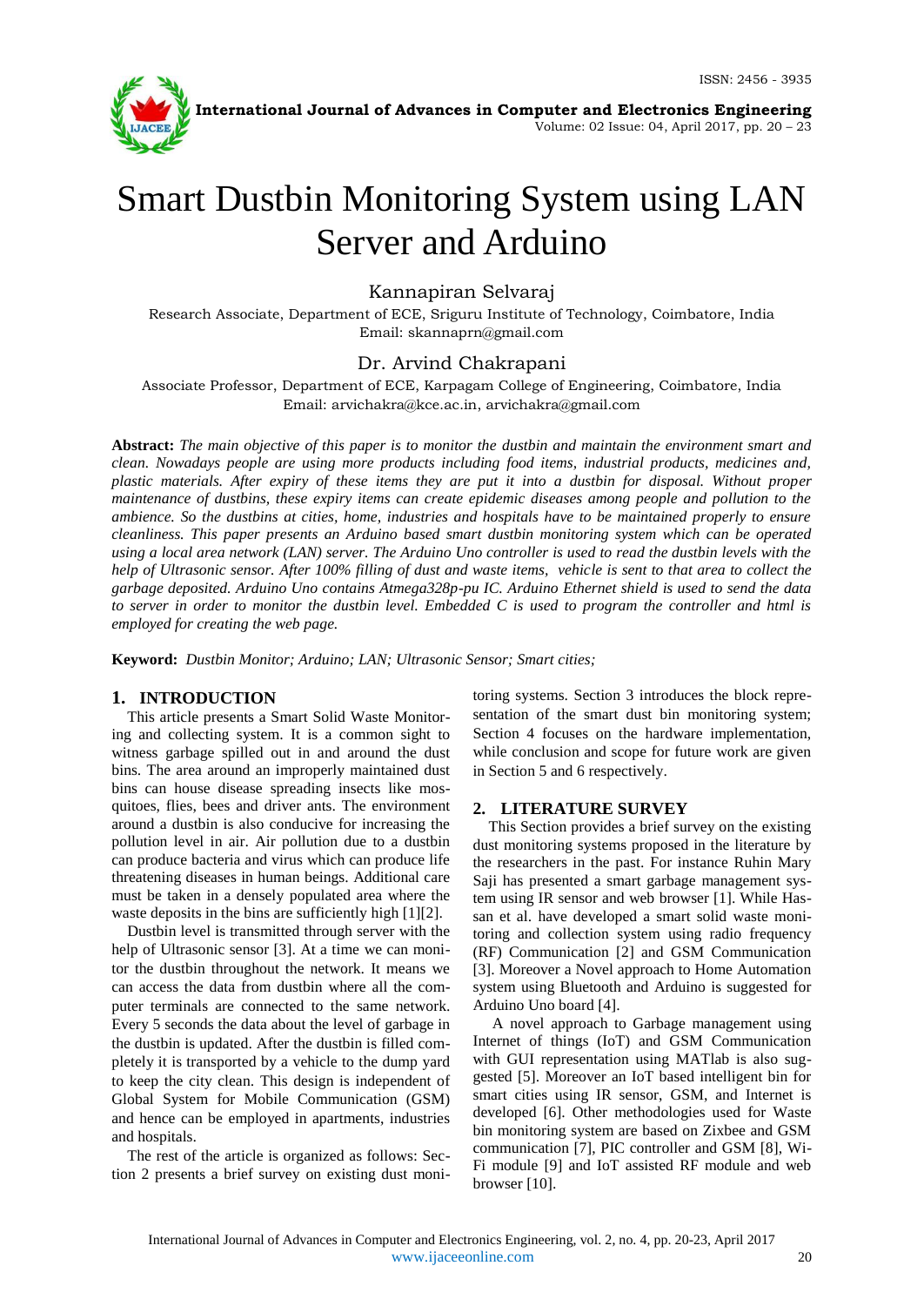# Smart Dustbin Monitoring System using LAN Server and Arduino

Kannapiran Selvaraj

Research Associate, Department of ECE, Sriguru Institute of Technology, Coimbatore, India
Email: skannaprn@gmail.com

Dr. Arvind Chakrapani

Associate Professor, Department of ECE, Karpagam College of Engineering, Coimbatore, India
Email: arvichakra@kce.ac.in, arvichakra@gmail.com

**Abstract:** *The main objective of this paper is to monitor the dustbin and maintain the environment smart and clean. Nowadays people are using more products including food items, industrial products, medicines and, plastic materials. After expiry of these items they are put it into a dustbin for disposal. Without proper maintenance of dustbins, these expiry items can create epidemic diseases among people and pollution to the ambience. So the dustbins at cities, home, industries and hospitals have to be maintained properly to ensure cleanliness. This paper presents an Arduino based smart dustbin monitoring system which can be operated using a local area network (LAN) server. The Arduino Uno controller is used to read the dustbin levels with the help of Ultrasonic sensor. After 100% filling of dust and waste items, vehicle is sent to that area to collect the garbage deposited. Arduino Uno contains Atmega328p-pu IC. Arduino Ethernet shield is used to send the data to server in order to monitor the dustbin level. Embedded C is used to program the controller and html is employed for creating the web page.*

**Keyword:** *Dustbin Monitor; Arduino; LAN; Ultrasonic Sensor; Smart cities;*

## 1. INTRODUCTION

This article presents a Smart Solid Waste Monitoring and collecting system. It is a common sight to witness garbage spilled out in and around the dust bins. The area around an improperly maintained dust bins can house disease spreading insects like mosquitoes, flies, bees and driver ants. The environment around a dustbin is also conducive for increasing the pollution level in air. Air pollution due to a dustbin can produce bacteria and virus which can produce life threatening diseases in human beings. Additional care must be taken in a densely populated area where the waste deposits in the bins are sufficiently high [1][2].

Dustbin level is transmitted through server with the help of Ultrasonic sensor [3]. At a time we can monitor the dustbin throughout the network. It means we can access the data from dustbin where all the computer terminals are connected to the same network. Every 5 seconds the data about the level of garbage in the dustbin is updated. After the dustbin is filled completely it is transported by a vehicle to the dump yard to keep the city clean. This design is independent of Global System for Mobile Communication (GSM) and hence can be employed in apartments, industries and hospitals.

The rest of the article is organized as follows: Section 2 presents a brief survey on existing dust monitoring systems. Section 3 introduces the block representation of the smart dust bin monitoring system; Section 4 focuses on the hardware implementation, while conclusion and scope for future work are given in Section 5 and 6 respectively.

## 2. LITERATURE SURVEY

This Section provides a brief survey on the existing dust monitoring systems proposed in the literature by the researchers in the past. For instance Ruhin Mary Saji has presented a smart garbage management system using IR sensor and web browser [1]. While Hassan et al. have developed a smart solid waste monitoring and collection system using radio frequency (RF) Communication [2] and GSM Communication [3]. Moreover a Novel approach to Home Automation system using Bluetooth and Arduino is suggested for Arduino Uno board [4].

A novel approach to Garbage management using Internet of things (IoT) and GSM Communication with GUI representation using MATlab is also suggested [5]. Moreover an IoT based intelligent bin for smart cities using IR sensor, GSM, and Internet is developed [6]. Other methodologies used for Waste bin monitoring system are based on Zixbee and GSM communication [7], PIC controller and GSM [8], Wi-Fi module [9] and IoT assisted RF module and web browser [10].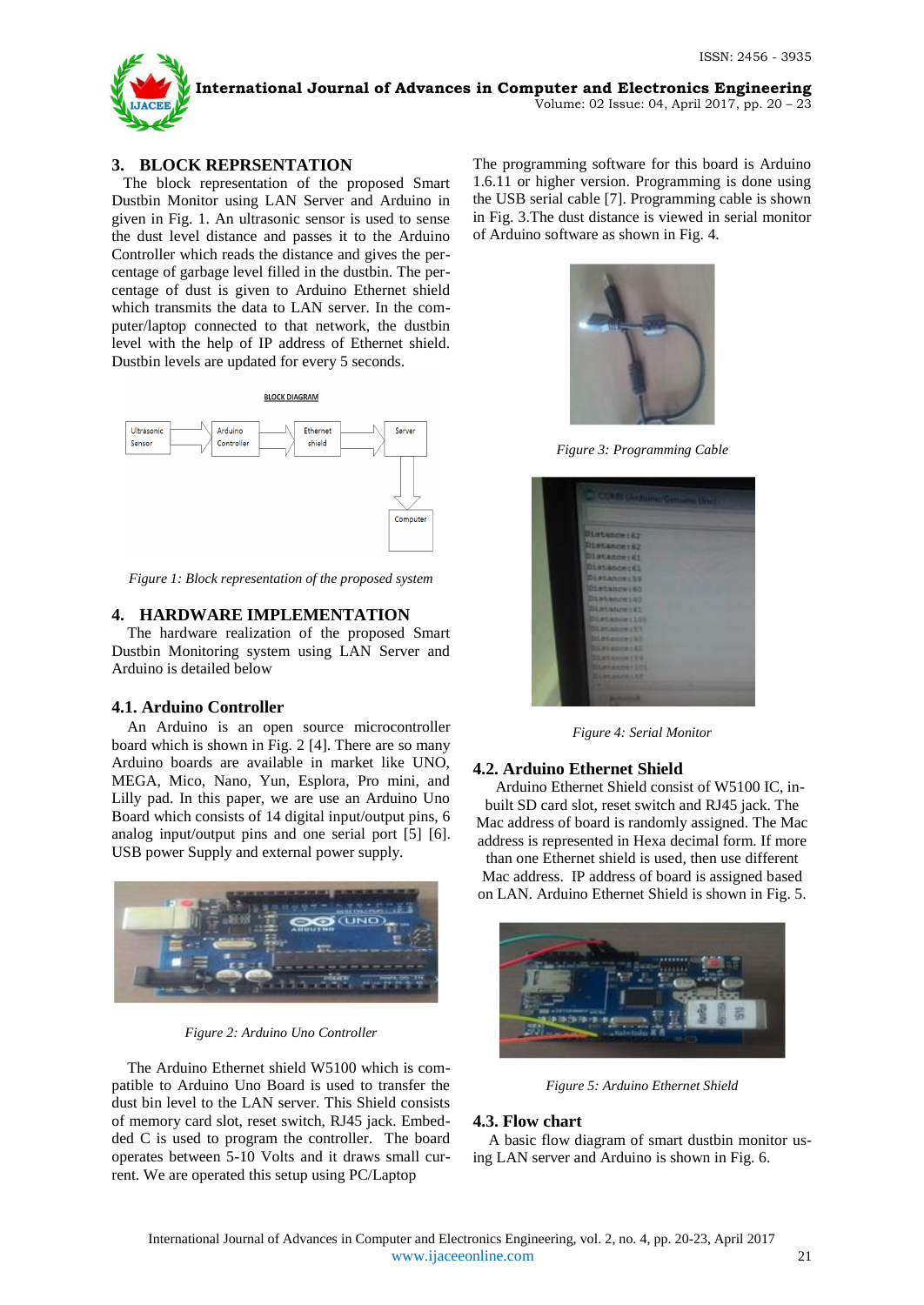## 3. BLOCK REPRSENTATION

The block representation of the proposed Smart Dustbin Monitor using LAN Server and Arduino in given in Fig. 1. An ultrasonic sensor is used to sense the dust level distance and passes it to the Arduino Controller which reads the distance and gives the percentage of garbage level filled in the dustbin. The percentage of dust is given to Arduino Ethernet shield which transmits the data to LAN server. In the computer/laptop connected to that network, the dustbin level with the help of IP address of Ethernet shield. Dustbin levels are updated for every 5 seconds.

BLOCK DIAGRAM

Ultrasonic Sensor → Arduino Controller → Ethernet shield → Server → Computer

*Figure 1: Block representation of the proposed system*

## 4. HARDWARE IMPLEMENTATION

The hardware realization of the proposed Smart Dustbin Monitoring system using LAN Server and Arduino is detailed below

### 4.1. Arduino Controller

An Arduino is an open source microcontroller board which is shown in Fig. 2 [4]. There are so many Arduino boards are available in market like UNO, MEGA, Mico, Nano, Yun, Esplora, Pro mini, and Lilly pad. In this paper, we are use an Arduino Uno Board which consists of 14 digital input/output pins, 6 analog input/output pins and one serial port [5] [6]. USB power Supply and external power supply.

*Figure 2: Arduino Uno Controller*

The Arduino Ethernet shield W5100 which is compatible to Arduino Uno Board is used to transfer the dust bin level to the LAN server. This Shield consists of memory card slot, reset switch, RJ45 jack. Embedded C is used to program the controller. The board operates between 5-10 Volts and it draws small current. We are operated this setup using PC/Laptop The programming software for this board is Arduino 1.6.11 or higher version. Programming is done using the USB serial cable [7]. Programming cable is shown in Fig. 3.The dust distance is viewed in serial monitor of Arduino software as shown in Fig. 4.

*Figure 3: Programming Cable*

*Figure 4: Serial Monitor*

### 4.2. Arduino Ethernet Shield

Arduino Ethernet Shield consist of W5100 IC, inbuilt SD card slot, reset switch and RJ45 jack. The Mac address of board is randomly assigned. The Mac address is represented in Hexa decimal form. If more than one Ethernet shield is used, then use different Mac address. IP address of board is assigned based on LAN. Arduino Ethernet Shield is shown in Fig. 5.

*Figure 5: Arduino Ethernet Shield*

### 4.3. Flow chart

A basic flow diagram of smart dustbin monitor using LAN server and Arduino is shown in Fig. 6.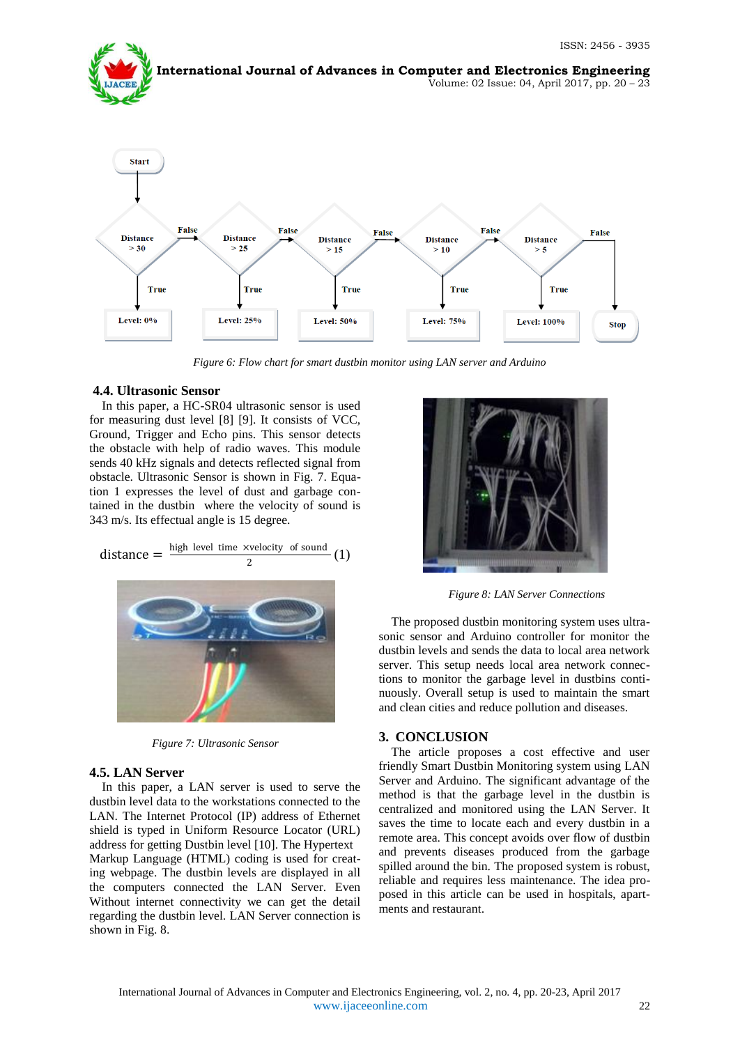Figure 6: Flow chart for smart dustbin monitor using LAN server and Arduino

### 4.4. Ultrasonic Sensor

In this paper, a HC-SR04 ultrasonic sensor is used for measuring dust level [8] [9]. It consists of VCC, Ground, Trigger and Echo pins. This sensor detects the obstacle with help of radio waves. This module sends 40 kHz signals and detects reflected signal from obstacle. Ultrasonic Sensor is shown in Fig. 7. Equation 1 expresses the level of dust and garbage contained in the dustbin where the velocity of sound is 343 m/s. Its effectual angle is 15 degree.

$$\text{distance} = \frac{\text{high level time} \times \text{velocity of sound}}{2} \quad (1)$$

Figure 7: Ultrasonic Sensor

### 4.5. LAN Server

In this paper, a LAN server is used to serve the dustbin level data to the workstations connected to the LAN. The Internet Protocol (IP) address of Ethernet shield is typed in Uniform Resource Locator (URL) address for getting Dustbin level [10]. The Hypertext Markup Language (HTML) coding is used for creating webpage. The dustbin levels are displayed in all the computers connected the LAN Server. Even Without internet connectivity we can get the detail regarding the dustbin level. LAN Server connection is shown in Fig. 8.

Figure 8: LAN Server Connections

The proposed dustbin monitoring system uses ultrasonic sensor and Arduino controller for monitor the dustbin levels and sends the data to local area network server. This setup needs local area network connections to monitor the garbage level in dustbins continuously. Overall setup is used to maintain the smart and clean cities and reduce pollution and diseases.

## 3. CONCLUSION

The article proposes a cost effective and user friendly Smart Dustbin Monitoring system using LAN Server and Arduino. The significant advantage of the method is that the garbage level in the dustbin is centralized and monitored using the LAN Server. It saves the time to locate each and every dustbin in a remote area. This concept avoids over flow of dustbin and prevents diseases produced from the garbage spilled around the bin. The proposed system is robust, reliable and requires less maintenance. The idea proposed in this article can be used in hospitals, apartments and restaurant.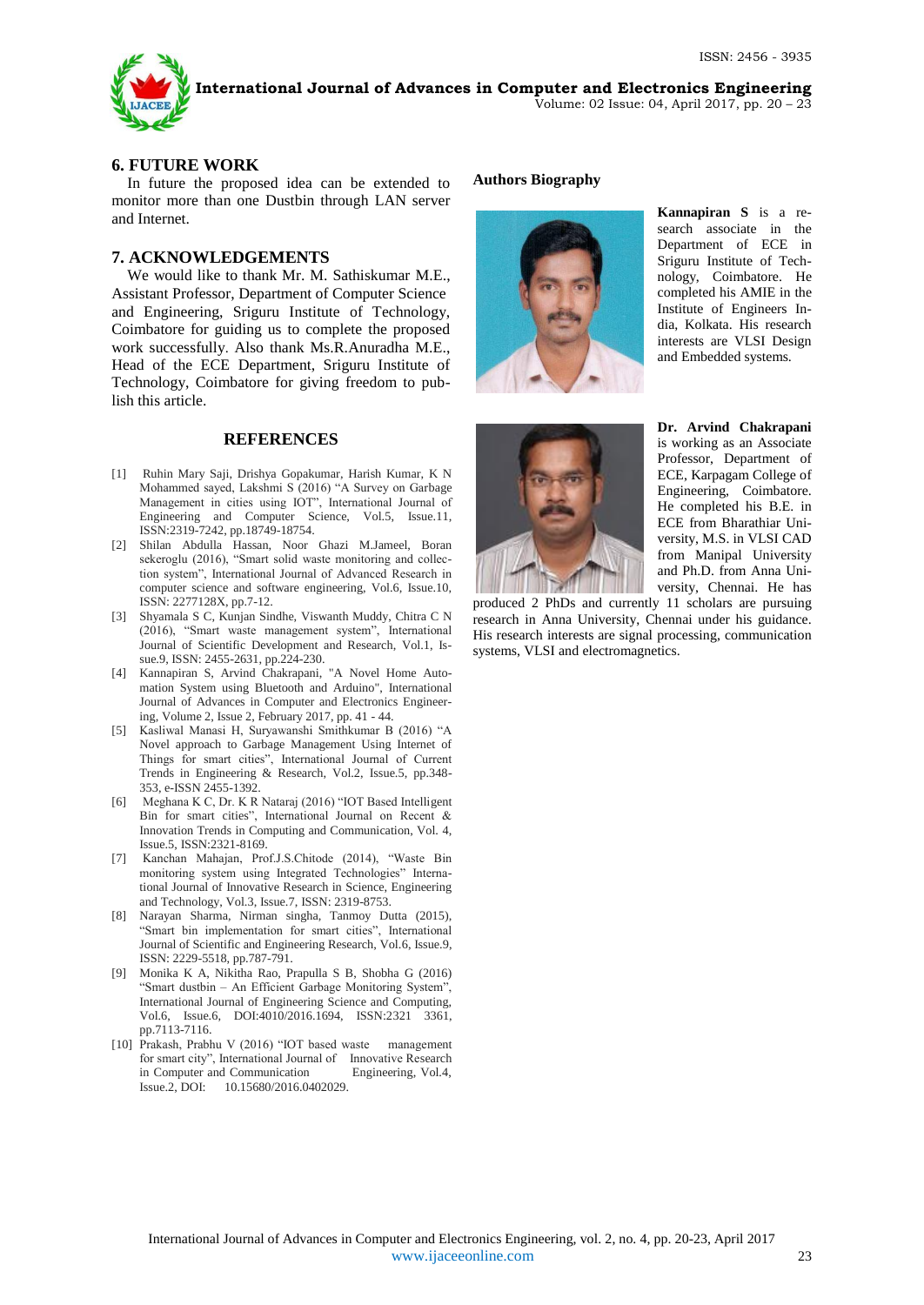## 6. FUTURE WORK

In future the proposed idea can be extended to monitor more than one Dustbin through LAN server and Internet.

## 7. ACKNOWLEDGEMENTS

We would like to thank Mr. M. Sathiskumar M.E., Assistant Professor, Department of Computer Science and Engineering, Sriguru Institute of Technology, Coimbatore for guiding us to complete the proposed work successfully. Also thank Ms.R.Anuradha M.E., Head of the ECE Department, Sriguru Institute of Technology, Coimbatore for giving freedom to publish this article.

## REFERENCES

[1] Ruhin Mary Saji, Drishya Gopakumar, Harish Kumar, K N Mohammed sayed, Lakshmi S (2016) "A Survey on Garbage Management in cities using IOT", International Journal of Engineering and Computer Science, Vol.5, Issue.11, ISSN:2319-7242, pp.18749-18754.

[2] Shilan Abdulla Hassan, Noor Ghazi M.Jameel, Boran sekeroglu (2016), "Smart solid waste monitoring and collection system", International Journal of Advanced Research in computer science and software engineering, Vol.6, Issue.10, ISSN: 2277128X, pp.7-12.

[3] Shyamala S C, Kunjan Sindhe, Viswanth Muddy, Chitra C N (2016), "Smart waste management system", International Journal of Scientific Development and Research, Vol.1, Issue.9, ISSN: 2455-2631, pp.224-230.

[4] Kannapiran S, Arvind Chakrapani, "A Novel Home Automation System using Bluetooth and Arduino", International Journal of Advances in Computer and Electronics Engineering, Volume 2, Issue 2, February 2017, pp. 41 - 44.

[5] Kasliwal Manasi H, Suryawanshi Smithkumar B (2016) "A Novel approach to Garbage Management Using Internet of Things for smart cities", International Journal of Current Trends in Engineering & Research, Vol.2, Issue.5, pp.348-353, e-ISSN 2455-1392.

[6] Meghana K C, Dr. K R Nataraj (2016) "IOT Based Intelligent Bin for smart cities", International Journal on Recent & Innovation Trends in Computing and Communication, Vol. 4, Issue.5, ISSN:2321-8169.

[7] Kanchan Mahajan, Prof.J.S.Chitode (2014), "Waste Bin monitoring system using Integrated Technologies" International Journal of Innovative Research in Science, Engineering and Technology, Vol.3, Issue.7, ISSN: 2319-8753.

[8] Narayan Sharma, Nirman singha, Tanmoy Dutta (2015), "Smart bin implementation for smart cities", International Journal of Scientific and Engineering Research, Vol.6, Issue.9, ISSN: 2229-5518, pp.787-791.

[9] Monika K A, Nikitha Rao, Prapulla S B, Shobha G (2016) "Smart dustbin – An Efficient Garbage Monitoring System", International Journal of Engineering Science and Computing, Vol.6, Issue.6, DOI:4010/2016.1694, ISSN:2321 3361, pp.7113-7116.

[10] Prakash, Prabhu V (2016) "IOT based waste management for smart city", International Journal of Innovative Research in Computer and Communication Engineering, Vol.4, Issue.2, DOI: 10.15680/2016.0402029.

### Authors Biography

**Kannapiran S** is a research associate in the Department of ECE in Sriguru Institute of Technology, Coimbatore. He completed his AMIE in the Institute of Engineers India, Kolkata. His research interests are VLSI Design and Embedded systems.

**Dr. Arvind Chakrapani** is working as an Associate Professor, Department of ECE, Karpagam College of Engineering, Coimbatore. He completed his B.E. in ECE from Bharathiar University, M.S. in VLSI CAD from Manipal University and Ph.D. from Anna University, Chennai. He has produced 2 PhDs and currently 11 scholars are pursuing research in Anna University, Chennai under his guidance. His research interests are signal processing, communication systems, VLSI and electromagnetics.